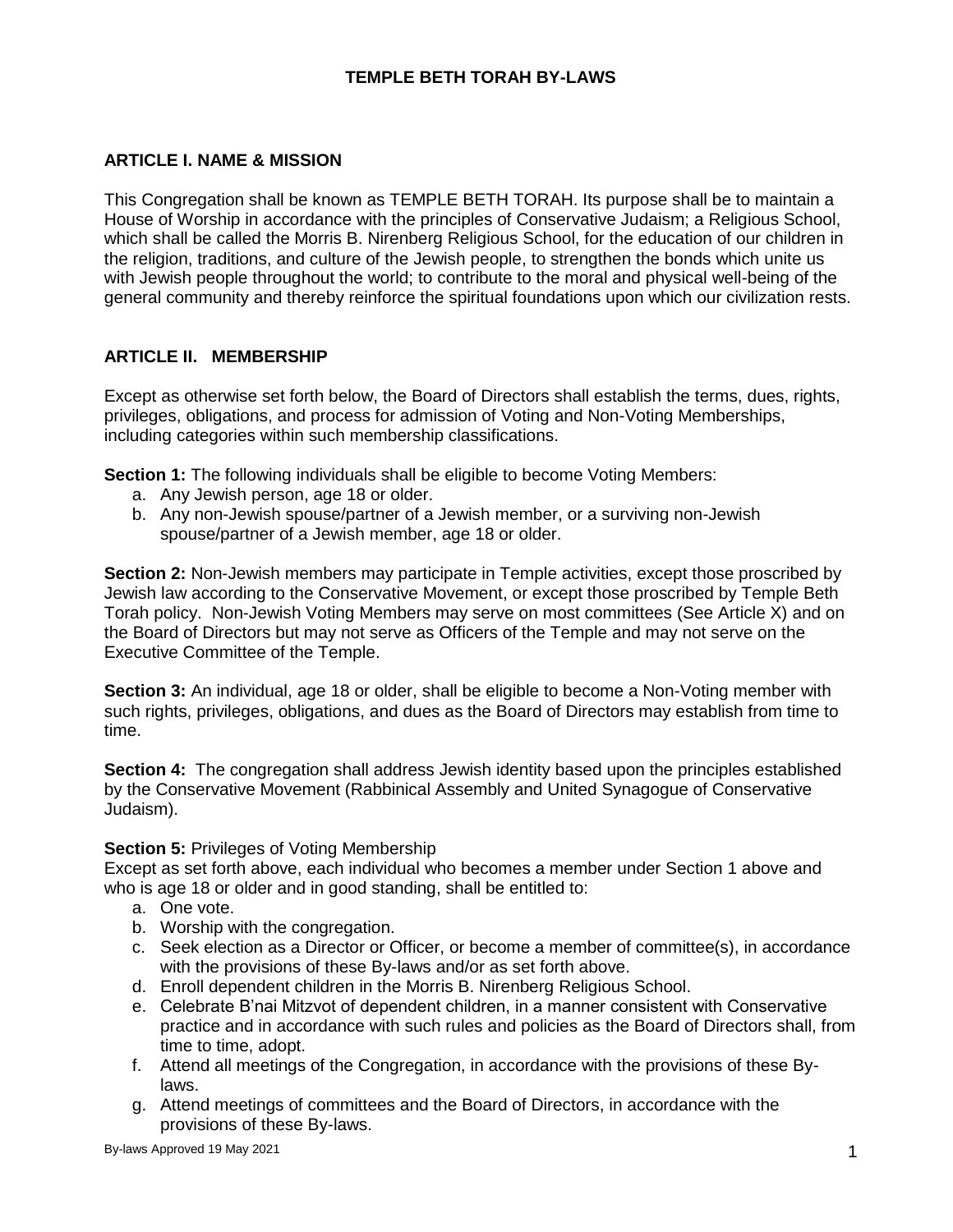# TEMPLE BETH TORAH BY-LAWS

## ARTICLE I. NAME & MISSION

This Congregation shall be known as TEMPLE BETH TORAH. Its purpose shall be to maintain a House of Worship in accordance with the principles of Conservative Judaism; a Religious School, which shall be called the Morris B. Nirenberg Religious School, for the education of our children in the religion, traditions, and culture of the Jewish people, to strengthen the bonds which unite us with Jewish people throughout the world; to contribute to the moral and physical well-being of the general community and thereby reinforce the spiritual foundations upon which our civilization rests.

## ARTICLE II. MEMBERSHIP

Except as otherwise set forth below, the Board of Directors shall establish the terms, dues, rights, privileges, obligations, and process for admission of Voting and Non-Voting Memberships, including categories within such membership classifications.

**Section 1:** The following individuals shall be eligible to become Voting Members:

a. Any Jewish person, age 18 or older.
b. Any non-Jewish spouse/partner of a Jewish member, or a surviving non-Jewish spouse/partner of a Jewish member, age 18 or older.

**Section 2:** Non-Jewish members may participate in Temple activities, except those proscribed by Jewish law according to the Conservative Movement, or except those proscribed by Temple Beth Torah policy. Non-Jewish Voting Members may serve on most committees (See Article X) and on the Board of Directors but may not serve as Officers of the Temple and may not serve on the Executive Committee of the Temple.

**Section 3:** An individual, age 18 or older, shall be eligible to become a Non-Voting member with such rights, privileges, obligations, and dues as the Board of Directors may establish from time to time.

**Section 4:** The congregation shall address Jewish identity based upon the principles established by the Conservative Movement (Rabbinical Assembly and United Synagogue of Conservative Judaism).

**Section 5:** Privileges of Voting Membership

Except as set forth above, each individual who becomes a member under Section 1 above and who is age 18 or older and in good standing, shall be entitled to:

a. One vote.
b. Worship with the congregation.
c. Seek election as a Director or Officer, or become a member of committee(s), in accordance with the provisions of these By-laws and/or as set forth above.
d. Enroll dependent children in the Morris B. Nirenberg Religious School.
e. Celebrate B'nai Mitzvot of dependent children, in a manner consistent with Conservative practice and in accordance with such rules and policies as the Board of Directors shall, from time to time, adopt.
f. Attend all meetings of the Congregation, in accordance with the provisions of these By-laws.
g. Attend meetings of committees and the Board of Directors, in accordance with the provisions of these By-laws.

By-laws Approved 19 May 2021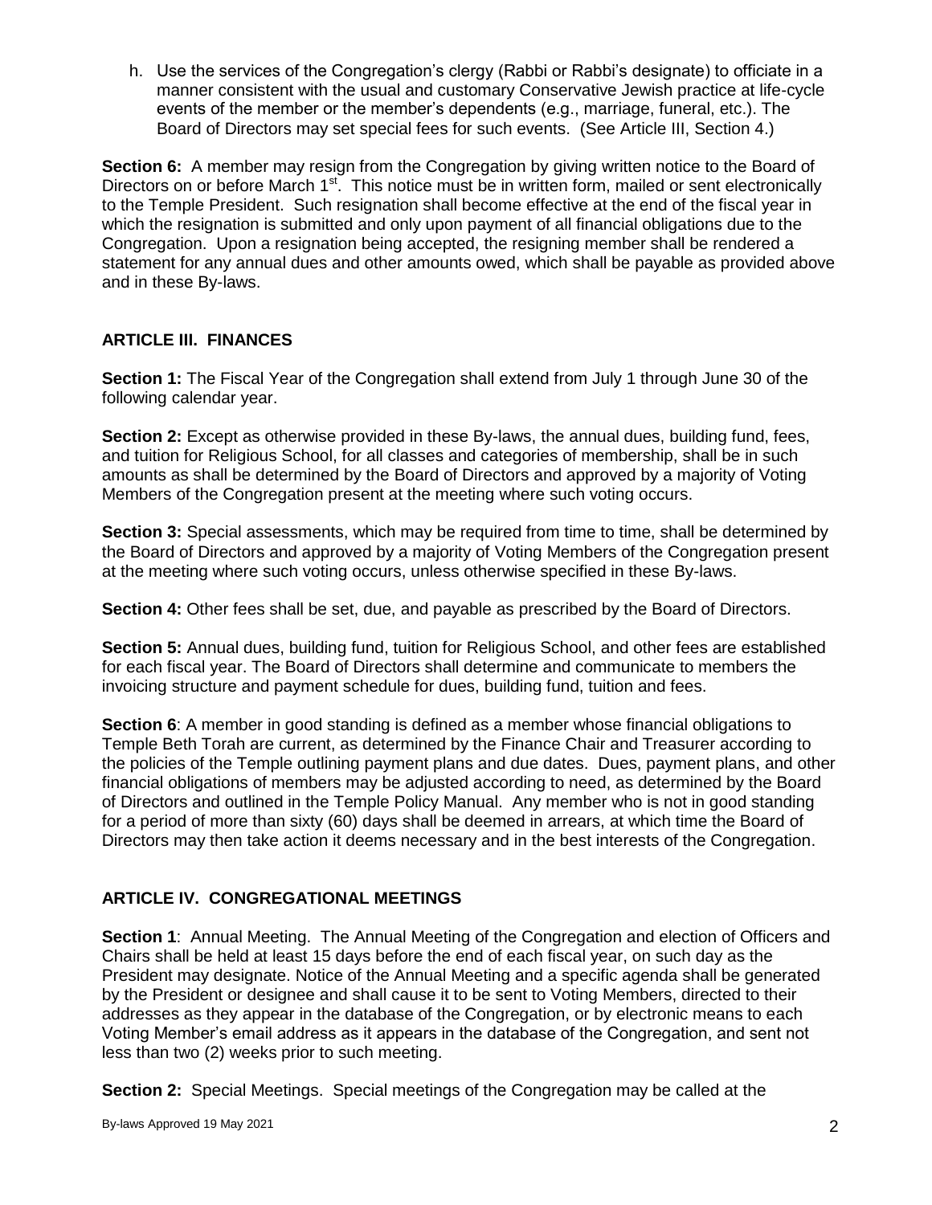h. Use the services of the Congregation's clergy (Rabbi or Rabbi's designate) to officiate in a manner consistent with the usual and customary Conservative Jewish practice at life-cycle events of the member or the member's dependents (e.g., marriage, funeral, etc.). The Board of Directors may set special fees for such events. (See Article III, Section 4.)

**Section 6:** A member may resign from the Congregation by giving written notice to the Board of Directors on or before March 1st. This notice must be in written form, mailed or sent electronically to the Temple President. Such resignation shall become effective at the end of the fiscal year in which the resignation is submitted and only upon payment of all financial obligations due to the Congregation. Upon a resignation being accepted, the resigning member shall be rendered a statement for any annual dues and other amounts owed, which shall be payable as provided above and in these By-laws.

## ARTICLE III. FINANCES

**Section 1:** The Fiscal Year of the Congregation shall extend from July 1 through June 30 of the following calendar year.

**Section 2:** Except as otherwise provided in these By-laws, the annual dues, building fund, fees, and tuition for Religious School, for all classes and categories of membership, shall be in such amounts as shall be determined by the Board of Directors and approved by a majority of Voting Members of the Congregation present at the meeting where such voting occurs.

**Section 3:** Special assessments, which may be required from time to time, shall be determined by the Board of Directors and approved by a majority of Voting Members of the Congregation present at the meeting where such voting occurs, unless otherwise specified in these By-laws.

**Section 4:** Other fees shall be set, due, and payable as prescribed by the Board of Directors.

**Section 5:** Annual dues, building fund, tuition for Religious School, and other fees are established for each fiscal year. The Board of Directors shall determine and communicate to members the invoicing structure and payment schedule for dues, building fund, tuition and fees.

**Section 6**: A member in good standing is defined as a member whose financial obligations to Temple Beth Torah are current, as determined by the Finance Chair and Treasurer according to the policies of the Temple outlining payment plans and due dates. Dues, payment plans, and other financial obligations of members may be adjusted according to need, as determined by the Board of Directors and outlined in the Temple Policy Manual. Any member who is not in good standing for a period of more than sixty (60) days shall be deemed in arrears, at which time the Board of Directors may then take action it deems necessary and in the best interests of the Congregation.

## ARTICLE IV. CONGREGATIONAL MEETINGS

**Section 1**: Annual Meeting. The Annual Meeting of the Congregation and election of Officers and Chairs shall be held at least 15 days before the end of each fiscal year, on such day as the President may designate. Notice of the Annual Meeting and a specific agenda shall be generated by the President or designee and shall cause it to be sent to Voting Members, directed to their addresses as they appear in the database of the Congregation, or by electronic means to each Voting Member's email address as it appears in the database of the Congregation, and sent not less than two (2) weeks prior to such meeting.

**Section 2:** Special Meetings. Special meetings of the Congregation may be called at the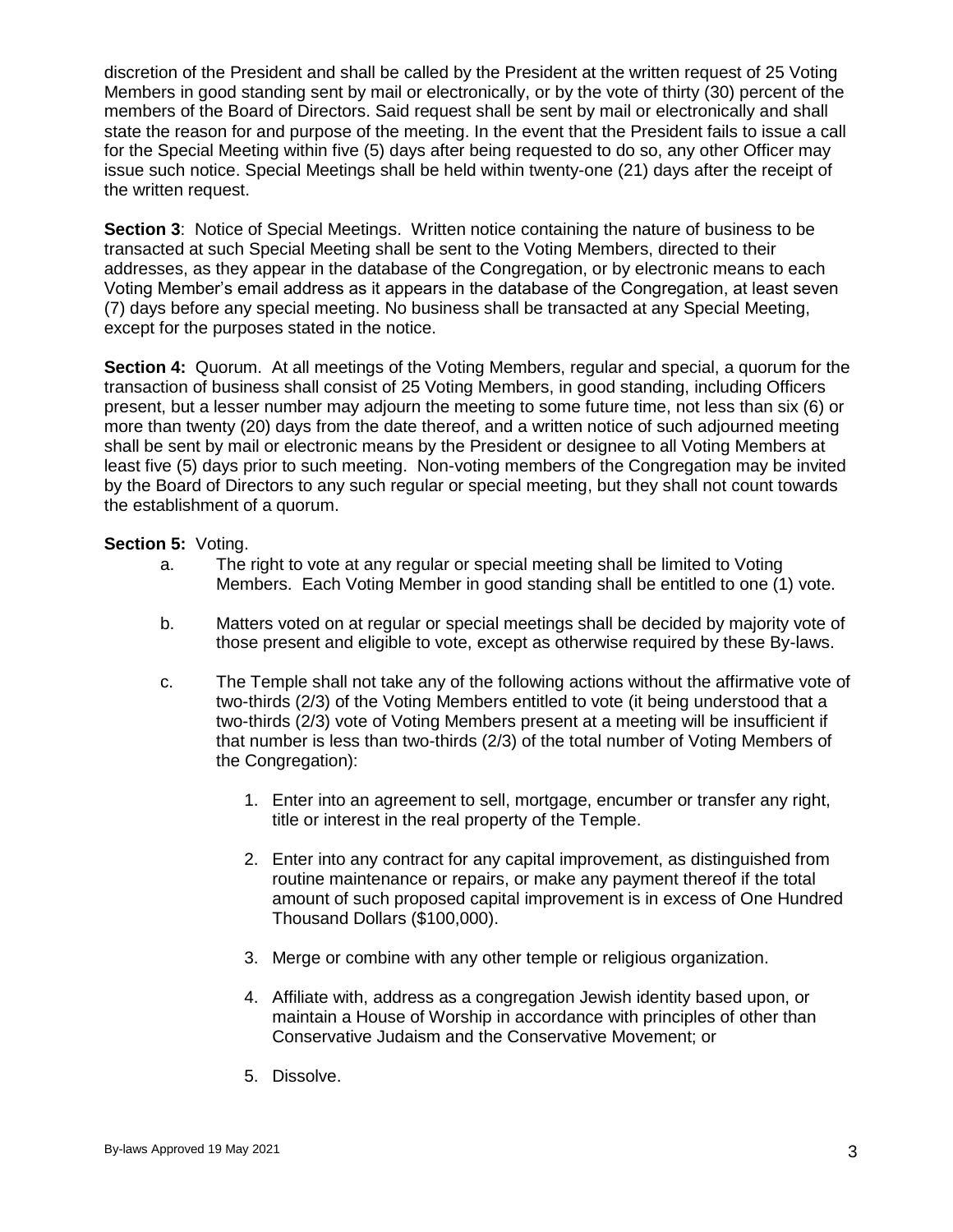discretion of the President and shall be called by the President at the written request of 25 Voting Members in good standing sent by mail or electronically, or by the vote of thirty (30) percent of the members of the Board of Directors. Said request shall be sent by mail or electronically and shall state the reason for and purpose of the meeting. In the event that the President fails to issue a call for the Special Meeting within five (5) days after being requested to do so, any other Officer may issue such notice. Special Meetings shall be held within twenty-one (21) days after the receipt of the written request.

**Section 3**: Notice of Special Meetings. Written notice containing the nature of business to be transacted at such Special Meeting shall be sent to the Voting Members, directed to their addresses, as they appear in the database of the Congregation, or by electronic means to each Voting Member's email address as it appears in the database of the Congregation, at least seven (7) days before any special meeting. No business shall be transacted at any Special Meeting, except for the purposes stated in the notice.

**Section 4:** Quorum. At all meetings of the Voting Members, regular and special, a quorum for the transaction of business shall consist of 25 Voting Members, in good standing, including Officers present, but a lesser number may adjourn the meeting to some future time, not less than six (6) or more than twenty (20) days from the date thereof, and a written notice of such adjourned meeting shall be sent by mail or electronic means by the President or designee to all Voting Members at least five (5) days prior to such meeting. Non-voting members of the Congregation may be invited by the Board of Directors to any such regular or special meeting, but they shall not count towards the establishment of a quorum.

**Section 5:** Voting.

a. The right to vote at any regular or special meeting shall be limited to Voting Members. Each Voting Member in good standing shall be entitled to one (1) vote.

b. Matters voted on at regular or special meetings shall be decided by majority vote of those present and eligible to vote, except as otherwise required by these By-laws.

c. The Temple shall not take any of the following actions without the affirmative vote of two-thirds (2/3) of the Voting Members entitled to vote (it being understood that a two-thirds (2/3) vote of Voting Members present at a meeting will be insufficient if that number is less than two-thirds (2/3) of the total number of Voting Members of the Congregation):

   1. Enter into an agreement to sell, mortgage, encumber or transfer any right, title or interest in the real property of the Temple.

   2. Enter into any contract for any capital improvement, as distinguished from routine maintenance or repairs, or make any payment thereof if the total amount of such proposed capital improvement is in excess of One Hundred Thousand Dollars ($100,000).

   3. Merge or combine with any other temple or religious organization.

   4. Affiliate with, address as a congregation Jewish identity based upon, or maintain a House of Worship in accordance with principles of other than Conservative Judaism and the Conservative Movement; or

   5. Dissolve.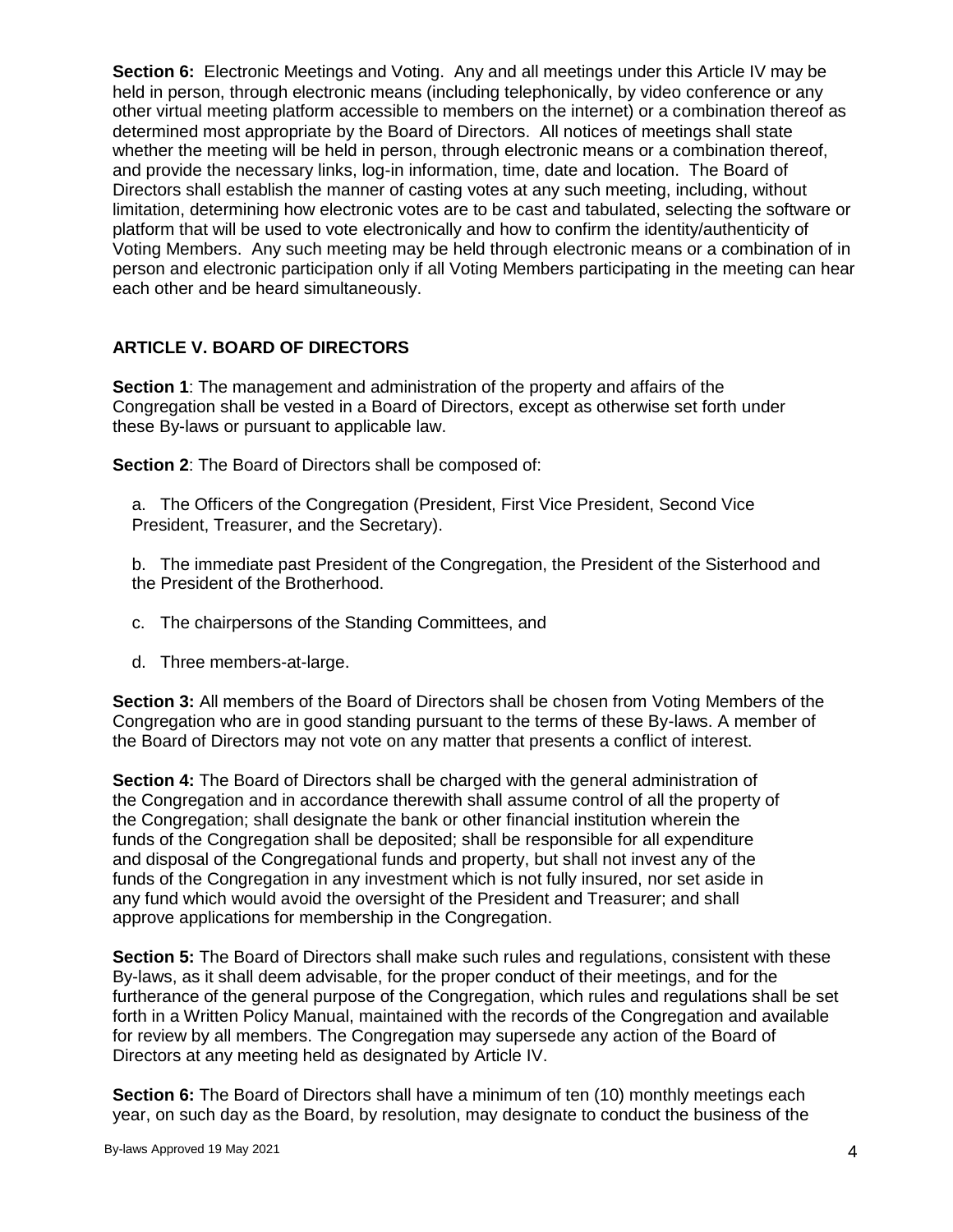**Section 6:** Electronic Meetings and Voting. Any and all meetings under this Article IV may be held in person, through electronic means (including telephonically, by video conference or any other virtual meeting platform accessible to members on the internet) or a combination thereof as determined most appropriate by the Board of Directors. All notices of meetings shall state whether the meeting will be held in person, through electronic means or a combination thereof, and provide the necessary links, log-in information, time, date and location. The Board of Directors shall establish the manner of casting votes at any such meeting, including, without limitation, determining how electronic votes are to be cast and tabulated, selecting the software or platform that will be used to vote electronically and how to confirm the identity/authenticity of Voting Members. Any such meeting may be held through electronic means or a combination of in person and electronic participation only if all Voting Members participating in the meeting can hear each other and be heard simultaneously.

## ARTICLE V. BOARD OF DIRECTORS

**Section 1**: The management and administration of the property and affairs of the Congregation shall be vested in a Board of Directors, except as otherwise set forth under these By-laws or pursuant to applicable law.

**Section 2**: The Board of Directors shall be composed of:

a. The Officers of the Congregation (President, First Vice President, Second Vice President, Treasurer, and the Secretary).

b. The immediate past President of the Congregation, the President of the Sisterhood and the President of the Brotherhood.

c. The chairpersons of the Standing Committees, and

d. Three members-at-large.

**Section 3:** All members of the Board of Directors shall be chosen from Voting Members of the Congregation who are in good standing pursuant to the terms of these By-laws. A member of the Board of Directors may not vote on any matter that presents a conflict of interest.

**Section 4:** The Board of Directors shall be charged with the general administration of the Congregation and in accordance therewith shall assume control of all the property of the Congregation; shall designate the bank or other financial institution wherein the funds of the Congregation shall be deposited; shall be responsible for all expenditure and disposal of the Congregational funds and property, but shall not invest any of the funds of the Congregation in any investment which is not fully insured, nor set aside in any fund which would avoid the oversight of the President and Treasurer; and shall approve applications for membership in the Congregation.

**Section 5:** The Board of Directors shall make such rules and regulations, consistent with these By-laws, as it shall deem advisable, for the proper conduct of their meetings, and for the furtherance of the general purpose of the Congregation, which rules and regulations shall be set forth in a Written Policy Manual, maintained with the records of the Congregation and available for review by all members. The Congregation may supersede any action of the Board of Directors at any meeting held as designated by Article IV.

**Section 6:** The Board of Directors shall have a minimum of ten (10) monthly meetings each year, on such day as the Board, by resolution, may designate to conduct the business of the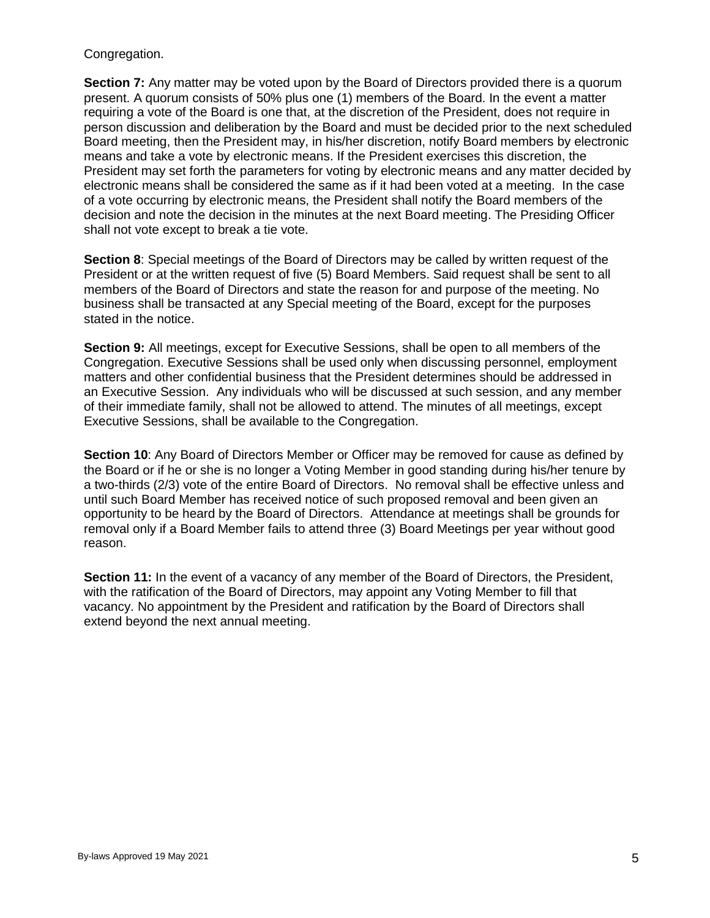Congregation.

**Section 7:** Any matter may be voted upon by the Board of Directors provided there is a quorum present. A quorum consists of 50% plus one (1) members of the Board. In the event a matter requiring a vote of the Board is one that, at the discretion of the President, does not require in person discussion and deliberation by the Board and must be decided prior to the next scheduled Board meeting, then the President may, in his/her discretion, notify Board members by electronic means and take a vote by electronic means. If the President exercises this discretion, the President may set forth the parameters for voting by electronic means and any matter decided by electronic means shall be considered the same as if it had been voted at a meeting. In the case of a vote occurring by electronic means, the President shall notify the Board members of the decision and note the decision in the minutes at the next Board meeting. The Presiding Officer shall not vote except to break a tie vote.

**Section 8**: Special meetings of the Board of Directors may be called by written request of the President or at the written request of five (5) Board Members. Said request shall be sent to all members of the Board of Directors and state the reason for and purpose of the meeting. No business shall be transacted at any Special meeting of the Board, except for the purposes stated in the notice.

**Section 9:** All meetings, except for Executive Sessions, shall be open to all members of the Congregation. Executive Sessions shall be used only when discussing personnel, employment matters and other confidential business that the President determines should be addressed in an Executive Session. Any individuals who will be discussed at such session, and any member of their immediate family, shall not be allowed to attend. The minutes of all meetings, except Executive Sessions, shall be available to the Congregation.

**Section 10**: Any Board of Directors Member or Officer may be removed for cause as defined by the Board or if he or she is no longer a Voting Member in good standing during his/her tenure by a two-thirds (2/3) vote of the entire Board of Directors. No removal shall be effective unless and until such Board Member has received notice of such proposed removal and been given an opportunity to be heard by the Board of Directors. Attendance at meetings shall be grounds for removal only if a Board Member fails to attend three (3) Board Meetings per year without good reason.

**Section 11:** In the event of a vacancy of any member of the Board of Directors, the President, with the ratification of the Board of Directors, may appoint any Voting Member to fill that vacancy. No appointment by the President and ratification by the Board of Directors shall extend beyond the next annual meeting.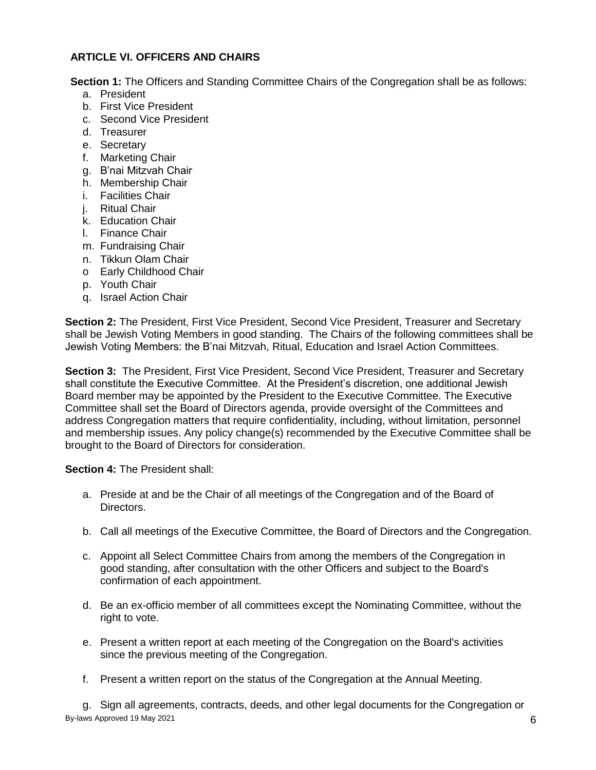## ARTICLE VI. OFFICERS AND CHAIRS

**Section 1:** The Officers and Standing Committee Chairs of the Congregation shall be as follows:

a. President
b. First Vice President
c. Second Vice President
d. Treasurer
e. Secretary
f. Marketing Chair
g. B'nai Mitzvah Chair
h. Membership Chair
i. Facilities Chair
j. Ritual Chair
k. Education Chair
l. Finance Chair
m. Fundraising Chair
n. Tikkun Olam Chair
o Early Childhood Chair
p. Youth Chair
q. Israel Action Chair

**Section 2:** The President, First Vice President, Second Vice President, Treasurer and Secretary shall be Jewish Voting Members in good standing. The Chairs of the following committees shall be Jewish Voting Members: the B'nai Mitzvah, Ritual, Education and Israel Action Committees.

**Section 3:** The President, First Vice President, Second Vice President, Treasurer and Secretary shall constitute the Executive Committee. At the President's discretion, one additional Jewish Board member may be appointed by the President to the Executive Committee. The Executive Committee shall set the Board of Directors agenda, provide oversight of the Committees and address Congregation matters that require confidentiality, including, without limitation, personnel and membership issues. Any policy change(s) recommended by the Executive Committee shall be brought to the Board of Directors for consideration.

**Section 4:** The President shall:

a. Preside at and be the Chair of all meetings of the Congregation and of the Board of Directors.

b. Call all meetings of the Executive Committee, the Board of Directors and the Congregation.

c. Appoint all Select Committee Chairs from among the members of the Congregation in good standing, after consultation with the other Officers and subject to the Board's confirmation of each appointment.

d. Be an ex-officio member of all committees except the Nominating Committee, without the right to vote.

e. Present a written report at each meeting of the Congregation on the Board's activities since the previous meeting of the Congregation.

f. Present a written report on the status of the Congregation at the Annual Meeting.

g. Sign all agreements, contracts, deeds, and other legal documents for the Congregation or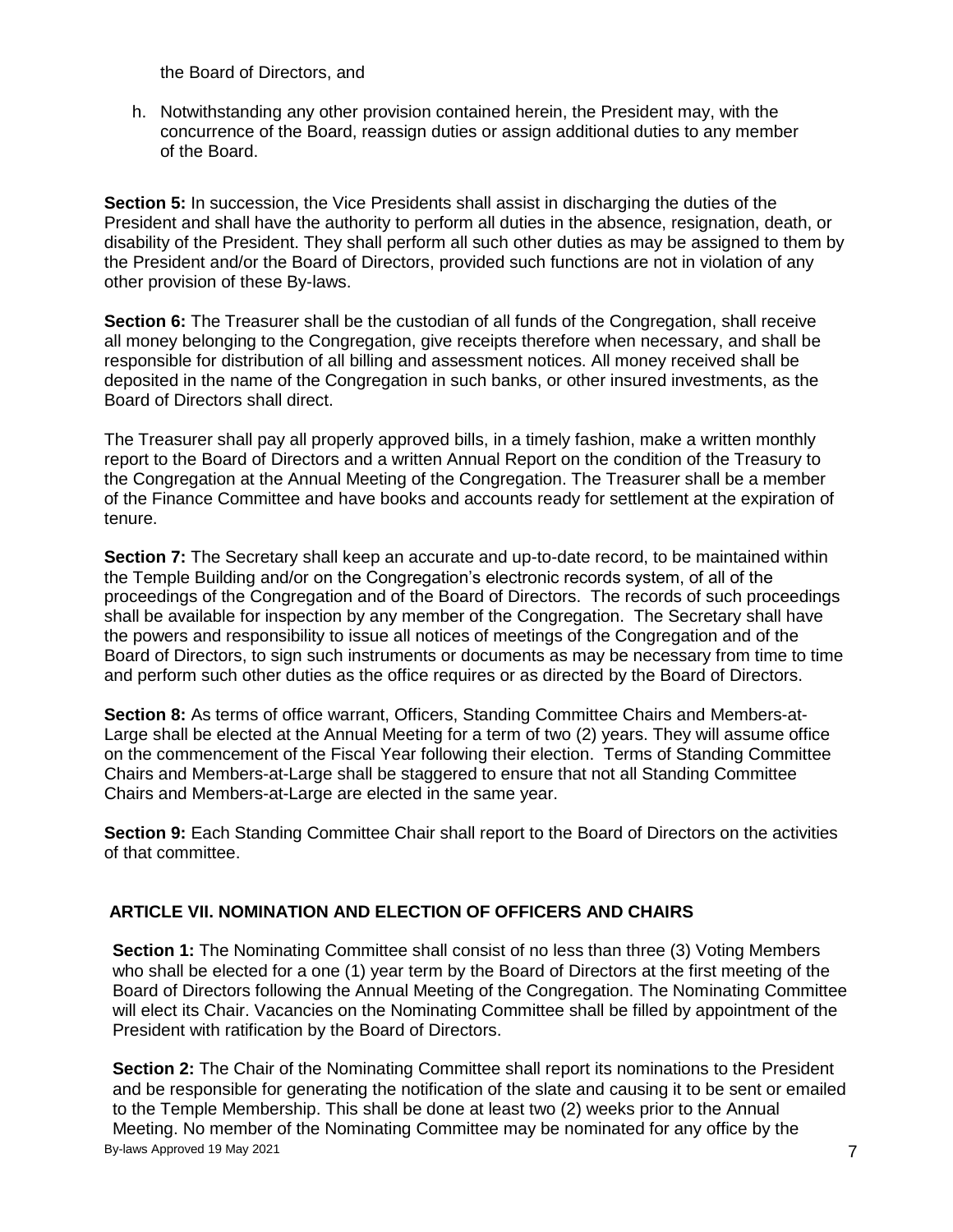the Board of Directors, and

h. Notwithstanding any other provision contained herein, the President may, with the concurrence of the Board, reassign duties or assign additional duties to any member of the Board.

**Section 5:** In succession, the Vice Presidents shall assist in discharging the duties of the President and shall have the authority to perform all duties in the absence, resignation, death, or disability of the President. They shall perform all such other duties as may be assigned to them by the President and/or the Board of Directors, provided such functions are not in violation of any other provision of these By-laws.

**Section 6:** The Treasurer shall be the custodian of all funds of the Congregation, shall receive all money belonging to the Congregation, give receipts therefore when necessary, and shall be responsible for distribution of all billing and assessment notices. All money received shall be deposited in the name of the Congregation in such banks, or other insured investments, as the Board of Directors shall direct.

The Treasurer shall pay all properly approved bills, in a timely fashion, make a written monthly report to the Board of Directors and a written Annual Report on the condition of the Treasury to the Congregation at the Annual Meeting of the Congregation. The Treasurer shall be a member of the Finance Committee and have books and accounts ready for settlement at the expiration of tenure.

**Section 7:** The Secretary shall keep an accurate and up-to-date record, to be maintained within the Temple Building and/or on the Congregation's electronic records system, of all of the proceedings of the Congregation and of the Board of Directors. The records of such proceedings shall be available for inspection by any member of the Congregation. The Secretary shall have the powers and responsibility to issue all notices of meetings of the Congregation and of the Board of Directors, to sign such instruments or documents as may be necessary from time to time and perform such other duties as the office requires or as directed by the Board of Directors.

**Section 8:** As terms of office warrant, Officers, Standing Committee Chairs and Members-at-Large shall be elected at the Annual Meeting for a term of two (2) years. They will assume office on the commencement of the Fiscal Year following their election. Terms of Standing Committee Chairs and Members-at-Large shall be staggered to ensure that not all Standing Committee Chairs and Members-at-Large are elected in the same year.

**Section 9:** Each Standing Committee Chair shall report to the Board of Directors on the activities of that committee.

## ARTICLE VII. NOMINATION AND ELECTION OF OFFICERS AND CHAIRS

**Section 1:** The Nominating Committee shall consist of no less than three (3) Voting Members who shall be elected for a one (1) year term by the Board of Directors at the first meeting of the Board of Directors following the Annual Meeting of the Congregation. The Nominating Committee will elect its Chair. Vacancies on the Nominating Committee shall be filled by appointment of the President with ratification by the Board of Directors.

**Section 2:** The Chair of the Nominating Committee shall report its nominations to the President and be responsible for generating the notification of the slate and causing it to be sent or emailed to the Temple Membership. This shall be done at least two (2) weeks prior to the Annual Meeting. No member of the Nominating Committee may be nominated for any office by the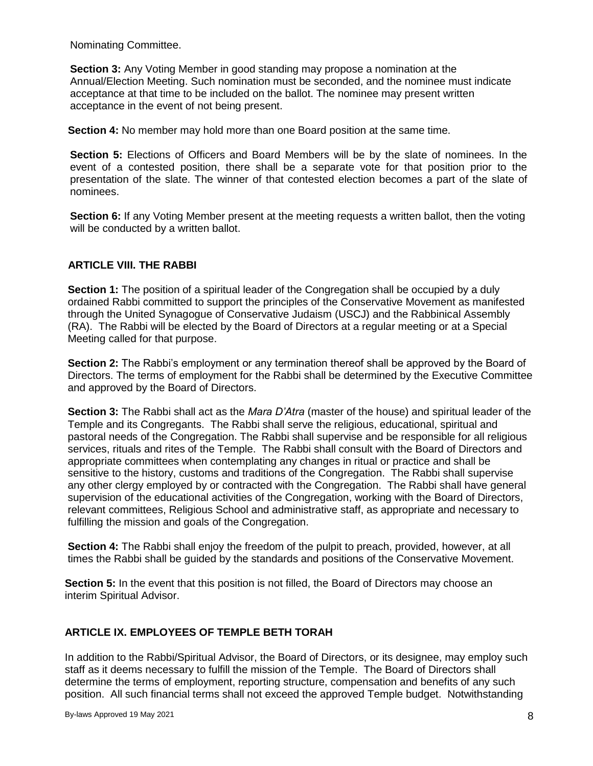Nominating Committee.

**Section 3:** Any Voting Member in good standing may propose a nomination at the Annual/Election Meeting. Such nomination must be seconded, and the nominee must indicate acceptance at that time to be included on the ballot. The nominee may present written acceptance in the event of not being present.

**Section 4:** No member may hold more than one Board position at the same time.

**Section 5:** Elections of Officers and Board Members will be by the slate of nominees. In the event of a contested position, there shall be a separate vote for that position prior to the presentation of the slate. The winner of that contested election becomes a part of the slate of nominees.

**Section 6:** If any Voting Member present at the meeting requests a written ballot, then the voting will be conducted by a written ballot.

## ARTICLE VIII. THE RABBI

**Section 1:** The position of a spiritual leader of the Congregation shall be occupied by a duly ordained Rabbi committed to support the principles of the Conservative Movement as manifested through the United Synagogue of Conservative Judaism (USCJ) and the Rabbinical Assembly (RA). The Rabbi will be elected by the Board of Directors at a regular meeting or at a Special Meeting called for that purpose.

**Section 2:** The Rabbi's employment or any termination thereof shall be approved by the Board of Directors. The terms of employment for the Rabbi shall be determined by the Executive Committee and approved by the Board of Directors.

**Section 3:** The Rabbi shall act as the *Mara D'Atra* (master of the house) and spiritual leader of the Temple and its Congregants. The Rabbi shall serve the religious, educational, spiritual and pastoral needs of the Congregation. The Rabbi shall supervise and be responsible for all religious services, rituals and rites of the Temple. The Rabbi shall consult with the Board of Directors and appropriate committees when contemplating any changes in ritual or practice and shall be sensitive to the history, customs and traditions of the Congregation. The Rabbi shall supervise any other clergy employed by or contracted with the Congregation. The Rabbi shall have general supervision of the educational activities of the Congregation, working with the Board of Directors, relevant committees, Religious School and administrative staff, as appropriate and necessary to fulfilling the mission and goals of the Congregation.

**Section 4:** The Rabbi shall enjoy the freedom of the pulpit to preach, provided, however, at all times the Rabbi shall be guided by the standards and positions of the Conservative Movement.

**Section 5:** In the event that this position is not filled, the Board of Directors may choose an interim Spiritual Advisor.

## ARTICLE IX. EMPLOYEES OF TEMPLE BETH TORAH

In addition to the Rabbi/Spiritual Advisor, the Board of Directors, or its designee, may employ such staff as it deems necessary to fulfill the mission of the Temple. The Board of Directors shall determine the terms of employment, reporting structure, compensation and benefits of any such position. All such financial terms shall not exceed the approved Temple budget. Notwithstanding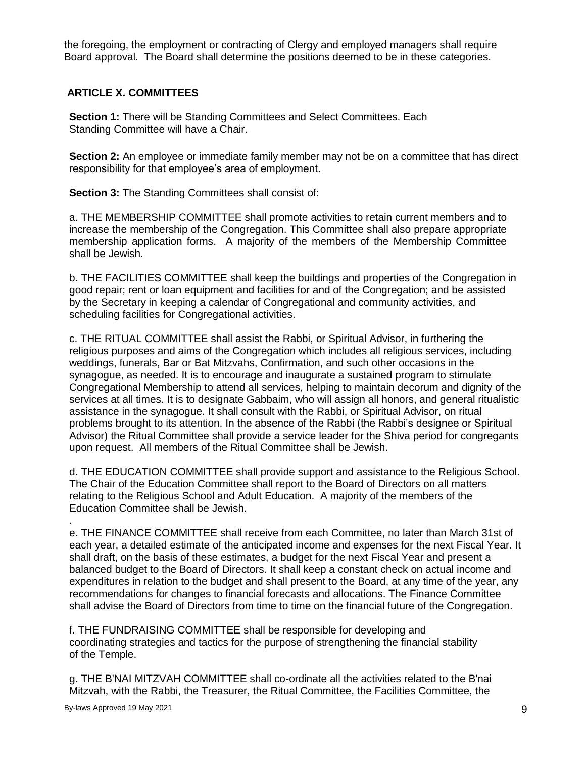the foregoing, the employment or contracting of Clergy and employed managers shall require Board approval. The Board shall determine the positions deemed to be in these categories.

## ARTICLE X. COMMITTEES

**Section 1:** There will be Standing Committees and Select Committees. Each Standing Committee will have a Chair.

**Section 2:** An employee or immediate family member may not be on a committee that has direct responsibility for that employee's area of employment.

**Section 3:** The Standing Committees shall consist of:

a. THE MEMBERSHIP COMMITTEE shall promote activities to retain current members and to increase the membership of the Congregation. This Committee shall also prepare appropriate membership application forms. A majority of the members of the Membership Committee shall be Jewish.

b. THE FACILITIES COMMITTEE shall keep the buildings and properties of the Congregation in good repair; rent or loan equipment and facilities for and of the Congregation; and be assisted by the Secretary in keeping a calendar of Congregational and community activities, and scheduling facilities for Congregational activities.

c. THE RITUAL COMMITTEE shall assist the Rabbi, or Spiritual Advisor, in furthering the religious purposes and aims of the Congregation which includes all religious services, including weddings, funerals, Bar or Bat Mitzvahs, Confirmation, and such other occasions in the synagogue, as needed. It is to encourage and inaugurate a sustained program to stimulate Congregational Membership to attend all services, helping to maintain decorum and dignity of the services at all times. It is to designate Gabbaim, who will assign all honors, and general ritualistic assistance in the synagogue. It shall consult with the Rabbi, or Spiritual Advisor, on ritual problems brought to its attention. In the absence of the Rabbi (the Rabbi's designee or Spiritual Advisor) the Ritual Committee shall provide a service leader for the Shiva period for congregants upon request. All members of the Ritual Committee shall be Jewish.

d. THE EDUCATION COMMITTEE shall provide support and assistance to the Religious School. The Chair of the Education Committee shall report to the Board of Directors on all matters relating to the Religious School and Adult Education. A majority of the members of the Education Committee shall be Jewish.

e. THE FINANCE COMMITTEE shall receive from each Committee, no later than March 31st of each year, a detailed estimate of the anticipated income and expenses for the next Fiscal Year. It shall draft, on the basis of these estimates, a budget for the next Fiscal Year and present a balanced budget to the Board of Directors. It shall keep a constant check on actual income and expenditures in relation to the budget and shall present to the Board, at any time of the year, any recommendations for changes to financial forecasts and allocations. The Finance Committee shall advise the Board of Directors from time to time on the financial future of the Congregation.

f. THE FUNDRAISING COMMITTEE shall be responsible for developing and coordinating strategies and tactics for the purpose of strengthening the financial stability of the Temple.

g. THE B'NAI MITZVAH COMMITTEE shall co-ordinate all the activities related to the B'nai Mitzvah, with the Rabbi, the Treasurer, the Ritual Committee, the Facilities Committee, the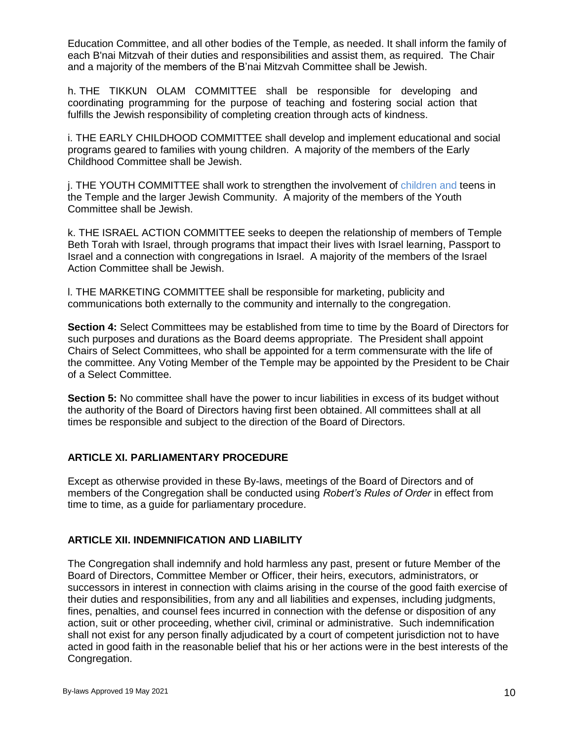Education Committee, and all other bodies of the Temple, as needed. It shall inform the family of each B'nai Mitzvah of their duties and responsibilities and assist them, as required. The Chair and a majority of the members of the B'nai Mitzvah Committee shall be Jewish.

h. THE TIKKUN OLAM COMMITTEE shall be responsible for developing and coordinating programming for the purpose of teaching and fostering social action that fulfills the Jewish responsibility of completing creation through acts of kindness.

i. THE EARLY CHILDHOOD COMMITTEE shall develop and implement educational and social programs geared to families with young children. A majority of the members of the Early Childhood Committee shall be Jewish.

j. THE YOUTH COMMITTEE shall work to strengthen the involvement of children and teens in the Temple and the larger Jewish Community. A majority of the members of the Youth Committee shall be Jewish.

k. THE ISRAEL ACTION COMMITTEE seeks to deepen the relationship of members of Temple Beth Torah with Israel, through programs that impact their lives with Israel learning, Passport to Israel and a connection with congregations in Israel. A majority of the members of the Israel Action Committee shall be Jewish.

l. THE MARKETING COMMITTEE shall be responsible for marketing, publicity and communications both externally to the community and internally to the congregation.

**Section 4:** Select Committees may be established from time to time by the Board of Directors for such purposes and durations as the Board deems appropriate. The President shall appoint Chairs of Select Committees, who shall be appointed for a term commensurate with the life of the committee. Any Voting Member of the Temple may be appointed by the President to be Chair of a Select Committee.

**Section 5:** No committee shall have the power to incur liabilities in excess of its budget without the authority of the Board of Directors having first been obtained. All committees shall at all times be responsible and subject to the direction of the Board of Directors.

## ARTICLE XI. PARLIAMENTARY PROCEDURE

Except as otherwise provided in these By-laws, meetings of the Board of Directors and of members of the Congregation shall be conducted using *Robert's Rules of Order* in effect from time to time, as a guide for parliamentary procedure.

## ARTICLE XII. INDEMNIFICATION AND LIABILITY

The Congregation shall indemnify and hold harmless any past, present or future Member of the Board of Directors, Committee Member or Officer, their heirs, executors, administrators, or successors in interest in connection with claims arising in the course of the good faith exercise of their duties and responsibilities, from any and all liabilities and expenses, including judgments, fines, penalties, and counsel fees incurred in connection with the defense or disposition of any action, suit or other proceeding, whether civil, criminal or administrative. Such indemnification shall not exist for any person finally adjudicated by a court of competent jurisdiction not to have acted in good faith in the reasonable belief that his or her actions were in the best interests of the Congregation.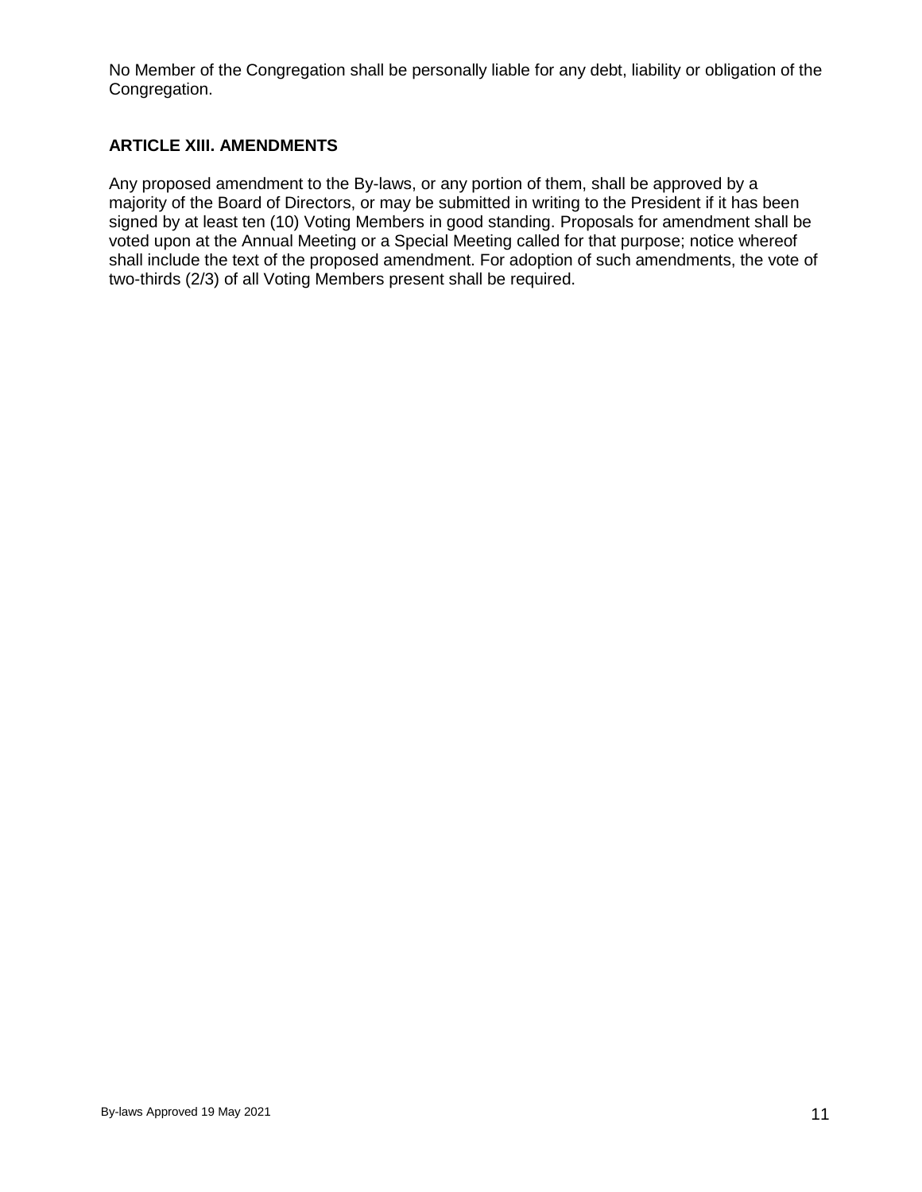No Member of the Congregation shall be personally liable for any debt, liability or obligation of the Congregation.

## ARTICLE XIII. AMENDMENTS

Any proposed amendment to the By-laws, or any portion of them, shall be approved by a majority of the Board of Directors, or may be submitted in writing to the President if it has been signed by at least ten (10) Voting Members in good standing. Proposals for amendment shall be voted upon at the Annual Meeting or a Special Meeting called for that purpose; notice whereof shall include the text of the proposed amendment. For adoption of such amendments, the vote of two-thirds (2/3) of all Voting Members present shall be required.